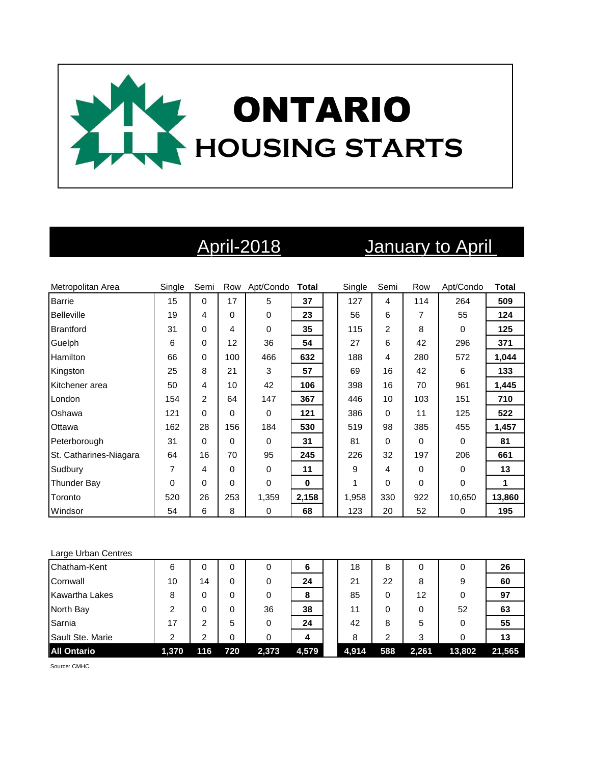# ONTARIO HOUSING STARTS

| Metropolitan Area | April-2018 | | | | | January to April | | | | |
|---|---|---|---|---|---|---|---|---|---|---|
| | Single | Semi | Row | Apt/Condo | **Total** | Single | Semi | Row | Apt/Condo | **Total** |
| Barrie | 15 | 0 | 17 | 5 | **37** | 127 | 4 | 114 | 264 | **509** |
| Belleville | 19 | 4 | 0 | 0 | **23** | 56 | 6 | 7 | 55 | **124** |
| Brantford | 31 | 0 | 4 | 0 | **35** | 115 | 2 | 8 | 0 | **125** |
| Guelph | 6 | 0 | 12 | 36 | **54** | 27 | 6 | 42 | 296 | **371** |
| Hamilton | 66 | 0 | 100 | 466 | **632** | 188 | 4 | 280 | 572 | **1,044** |
| Kingston | 25 | 8 | 21 | 3 | **57** | 69 | 16 | 42 | 6 | **133** |
| Kitchener area | 50 | 4 | 10 | 42 | **106** | 398 | 16 | 70 | 961 | **1,445** |
| London | 154 | 2 | 64 | 147 | **367** | 446 | 10 | 103 | 151 | **710** |
| Oshawa | 121 | 0 | 0 | 0 | **121** | 386 | 0 | 11 | 125 | **522** |
| Ottawa | 162 | 28 | 156 | 184 | **530** | 519 | 98 | 385 | 455 | **1,457** |
| Peterborough | 31 | 0 | 0 | 0 | **31** | 81 | 0 | 0 | 0 | **81** |
| St. Catharines-Niagara | 64 | 16 | 70 | 95 | **245** | 226 | 32 | 197 | 206 | **661** |
| Sudbury | 7 | 4 | 0 | 0 | **11** | 9 | 4 | 0 | 0 | **13** |
| Thunder Bay | 0 | 0 | 0 | 0 | **0** | 1 | 0 | 0 | 0 | **1** |
| Toronto | 520 | 26 | 253 | 1,359 | **2,158** | 1,958 | 330 | 922 | 10,650 | **13,860** |
| Windsor | 54 | 6 | 8 | 0 | **68** | 123 | 20 | 52 | 0 | **195** |
| **Large Urban Centres** | | | | | | | | | | |
| Chatham-Kent | 6 | 0 | 0 | 0 | **6** | 18 | 8 | 0 | 0 | **26** |
| Cornwall | 10 | 14 | 0 | 0 | **24** | 21 | 22 | 8 | 9 | **60** |
| Kawartha Lakes | 8 | 0 | 0 | 0 | **8** | 85 | 0 | 12 | 0 | **97** |
| North Bay | 2 | 0 | 0 | 36 | **38** | 11 | 0 | 0 | 52 | **63** |
| Sarnia | 17 | 2 | 5 | 0 | **24** | 42 | 8 | 5 | 0 | **55** |
| Sault Ste. Marie | 2 | 2 | 0 | 0 | **4** | 8 | 2 | 3 | 0 | **13** |
| **All Ontario** | **1,370** | **116** | **720** | **2,373** | **4,579** | **4,914** | **588** | **2,261** | **13,802** | **21,565** |

Source: CMHC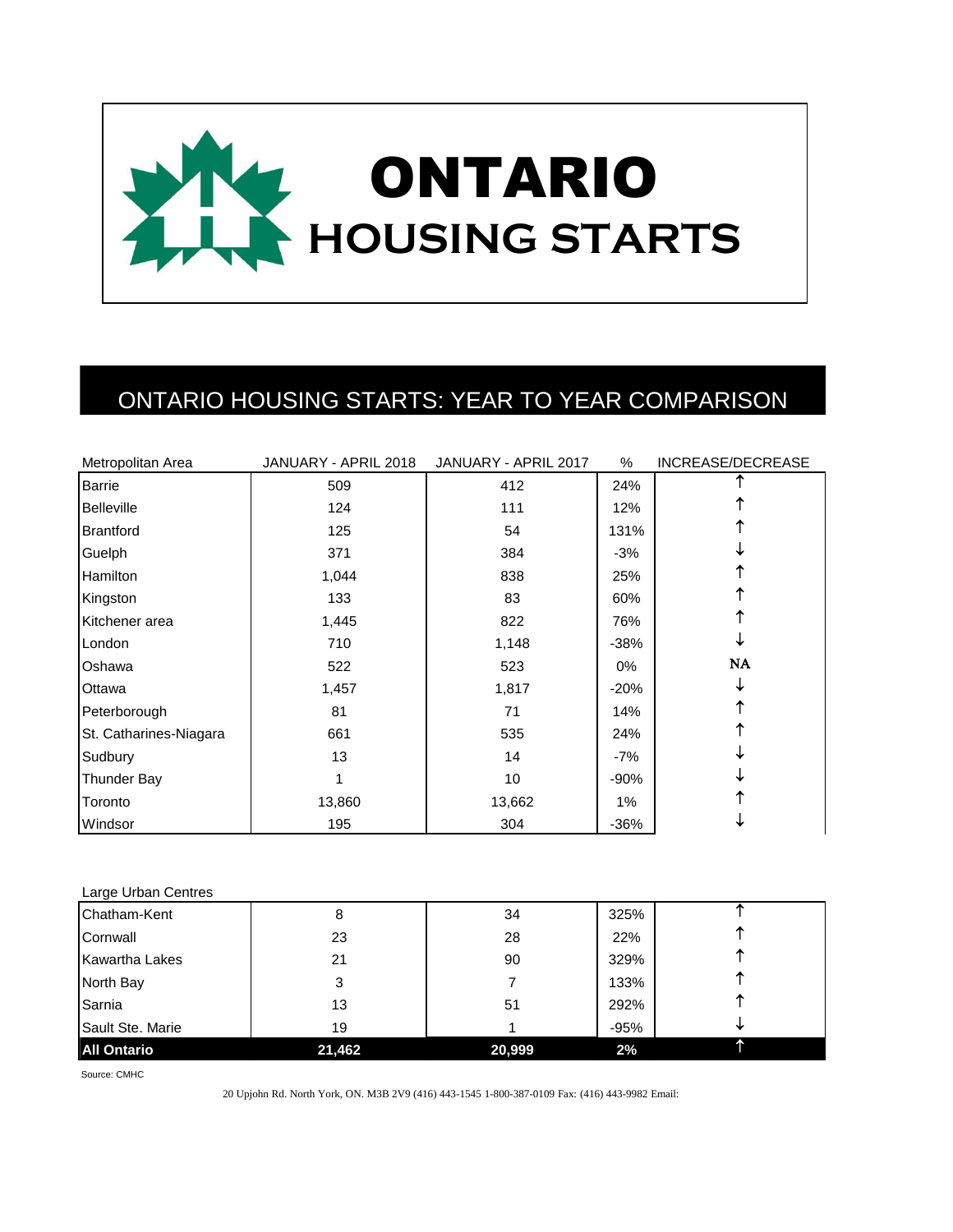# ONTARIO HOUSING STARTS

## ONTARIO HOUSING STARTS: YEAR TO YEAR COMPARISON

| Metropolitan Area | JANUARY - APRIL 2018 | JANUARY - APRIL 2017 | % | INCREASE/DECREASE |
|---|---|---|---|---|
| Barrie | 509 | 412 | 24% | ↑ |
| Belleville | 124 | 111 | 12% | ↑ |
| Brantford | 125 | 54 | 131% | ↑ |
| Guelph | 371 | 384 | -3% | ↓ |
| Hamilton | 1,044 | 838 | 25% | ↑ |
| Kingston | 133 | 83 | 60% | ↑ |
| Kitchener area | 1,445 | 822 | 76% | ↑ |
| London | 710 | 1,148 | -38% | ↓ |
| Oshawa | 522 | 523 | 0% | NA |
| Ottawa | 1,457 | 1,817 | -20% | ↓ |
| Peterborough | 81 | 71 | 14% | ↑ |
| St. Catharines-Niagara | 661 | 535 | 24% | ↑ |
| Sudbury | 13 | 14 | -7% | ↓ |
| Thunder Bay | 1 | 10 | -90% | ↓ |
| Toronto | 13,860 | 13,662 | 1% | ↑ |
| Windsor | 195 | 304 | -36% | ↓ |

Large Urban Centres

| | | | | |
|---|---|---|---|---|
| Chatham-Kent | 8 | 34 | 325% | ↑ |
| Cornwall | 23 | 28 | 22% | ↑ |
| Kawartha Lakes | 21 | 90 | 329% | ↑ |
| North Bay | 3 | 7 | 133% | ↑ |
| Sarnia | 13 | 51 | 292% | ↑ |
| Sault Ste. Marie | 19 | 1 | -95% | ↓ |
| **All Ontario** | **21,462** | **20,999** | **2%** | ↑ |

Source: CMHC

20 Upjohn Rd. North York, ON. M3B 2V9 (416) 443-1545 1-800-387-0109 Fax: (416) 443-9982 Email: